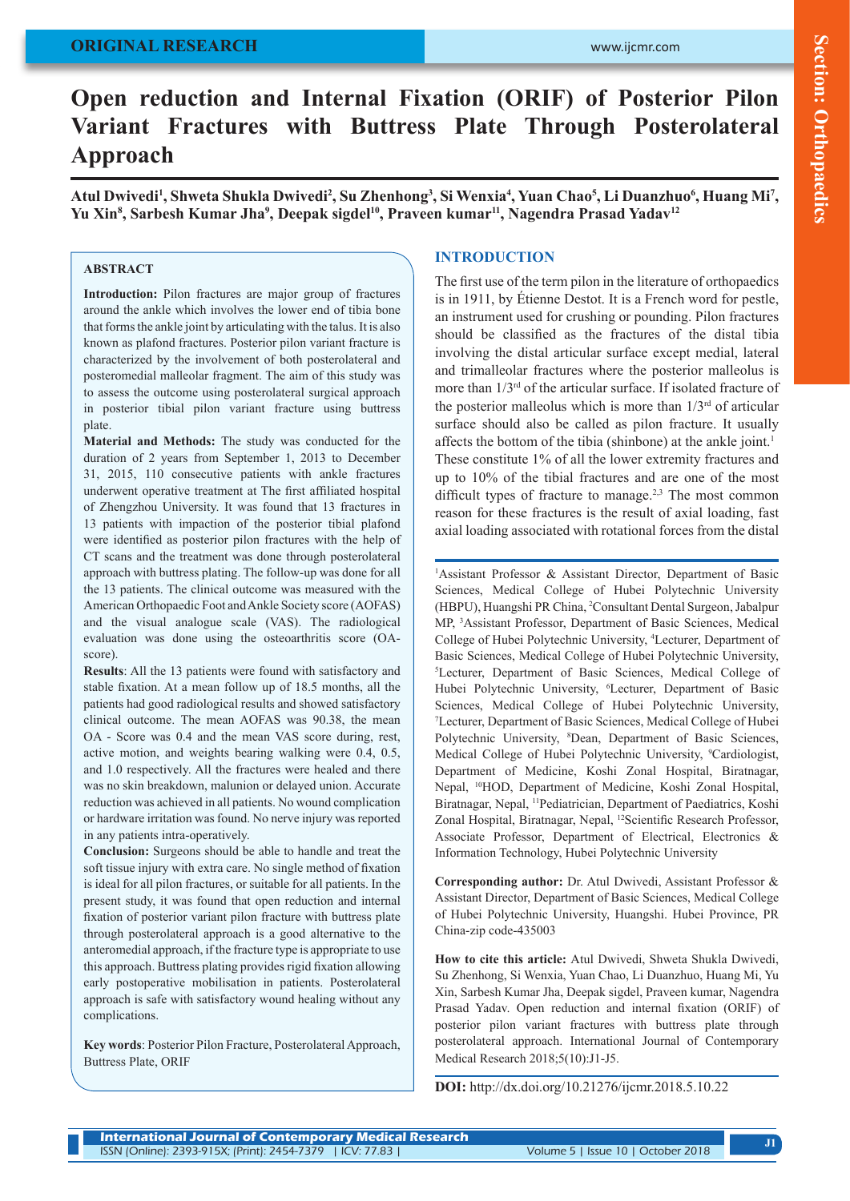ORIGINAL RESEARCH

Section: Orthopaedics

# Open reduction and Internal Fixation (ORIF) of Posterior Pilon Variant Fractures with Buttress Plate Through Posterolateral Approach

**Atul Dwivedi[1], Shweta Shukla Dwivedi[2], Su Zhenhong[3], Si Wenxia[4], Yuan Chao[5], Li Duanzhuo[6], Huang Mi[7], Yu Xin[8], Sarbesh Kumar Jha[9], Deepak sigdel[10], Praveen kumar[11], Nagendra Prasad Yadav[12]**

## ABSTRACT

**Introduction:** Pilon fractures are major group of fractures around the ankle which involves the lower end of tibia bone that forms the ankle joint by articulating with the talus. It is also known as plafond fractures. Posterior pilon variant fracture is characterized by the involvement of both posterolateral and posteromedial malleolar fragment. The aim of this study was to assess the outcome using posterolateral surgical approach in posterior tibial pilon variant fracture using buttress plate.

**Material and Methods:** The study was conducted for the duration of 2 years from September 1, 2013 to December 31, 2015, 110 consecutive patients with ankle fractures underwent operative treatment at The first affiliated hospital of Zhengzhou University. It was found that 13 fractures in 13 patients with impaction of the posterior tibial plafond were identified as posterior pilon fractures with the help of CT scans and the treatment was done through posterolateral approach with buttress plating. The follow-up was done for all the 13 patients. The clinical outcome was measured with the American Orthopaedic Foot and Ankle Society score (AOFAS) and the visual analogue scale (VAS). The radiological evaluation was done using the osteoarthritis score (OA-score).

**Results**: All the 13 patients were found with satisfactory and stable fixation. At a mean follow up of 18.5 months, all the patients had good radiological results and showed satisfactory clinical outcome. The mean AOFAS was 90.38, the mean OA - Score was 0.4 and the mean VAS score during, rest, active motion, and weights bearing walking were 0.4, 0.5, and 1.0 respectively. All the fractures were healed and there was no skin breakdown, malunion or delayed union. Accurate reduction was achieved in all patients. No wound complication or hardware irritation was found. No nerve injury was reported in any patients intra-operatively.

**Conclusion:** Surgeons should be able to handle and treat the soft tissue injury with extra care. No single method of fixation is ideal for all pilon fractures, or suitable for all patients. In the present study, it was found that open reduction and internal fixation of posterior variant pilon fracture with buttress plate through posterolateral approach is a good alternative to the anteromedial approach, if the fracture type is appropriate to use this approach. Buttress plating provides rigid fixation allowing early postoperative mobilisation in patients. Posterolateral approach is safe with satisfactory wound healing without any complications.

**Key words**: Posterior Pilon Fracture, Posterolateral Approach, Buttress Plate, ORIF

## INTRODUCTION

The first use of the term pilon in the literature of orthopaedics is in 1911, by Étienne Destot. It is a French word for pestle, an instrument used for crushing or pounding. Pilon fractures should be classified as the fractures of the distal tibia involving the distal articular surface except medial, lateral and trimalleolar fractures where the posterior malleolus is more than 1/3rd of the articular surface. If isolated fracture of the posterior malleolus which is more than 1/3rd of articular surface should also be called as pilon fracture. It usually affects the bottom of the tibia (shinbone) at the ankle joint.[1] These constitute 1% of all the lower extremity fractures and up to 10% of the tibial fractures and are one of the most difficult types of fracture to manage.[2,3] The most common reason for these fractures is the result of axial loading, fast axial loading associated with rotational forces from the distal

[1]Assistant Professor & Assistant Director, Department of Basic Sciences, Medical College of Hubei Polytechnic University (HBPU), Huangshi PR China, [2]Consultant Dental Surgeon, Jabalpur MP, [3]Assistant Professor, Department of Basic Sciences, Medical College of Hubei Polytechnic University, [4]Lecturer, Department of Basic Sciences, Medical College of Hubei Polytechnic University, [5]Lecturer, Department of Basic Sciences, Medical College of Hubei Polytechnic University, [6]Lecturer, Department of Basic Sciences, Medical College of Hubei Polytechnic University, [7]Lecturer, Department of Basic Sciences, Medical College of Hubei Polytechnic University, [8]Dean, Department of Basic Sciences, Medical College of Hubei Polytechnic University, [9]Cardiologist, Department of Medicine, Koshi Zonal Hospital, Biratnagar, Nepal, [10]HOD, Department of Medicine, Koshi Zonal Hospital, Biratnagar, Nepal, [11]Pediatrician, Department of Paediatrics, Koshi Zonal Hospital, Biratnagar, Nepal, [12]Scientific Research Professor, Associate Professor, Department of Electrical, Electronics & Information Technology, Hubei Polytechnic University

**Corresponding author:** Dr. Atul Dwivedi, Assistant Professor & Assistant Director, Department of Basic Sciences, Medical College of Hubei Polytechnic University, Huangshi. Hubei Province, PR China-zip code-435003

**How to cite this article:** Atul Dwivedi, Shweta Shukla Dwivedi, Su Zhenhong, Si Wenxia, Yuan Chao, Li Duanzhuo, Huang Mi, Yu Xin, Sarbesh Kumar Jha, Deepak sigdel, Praveen kumar, Nagendra Prasad Yadav. Open reduction and internal fixation (ORIF) of posterior pilon variant fractures with buttress plate through posterolateral approach. International Journal of Contemporary Medical Research 2018;5(10):J1-J5.

**DOI:** http://dx.doi.org/10.21276/ijcmr.2018.5.10.22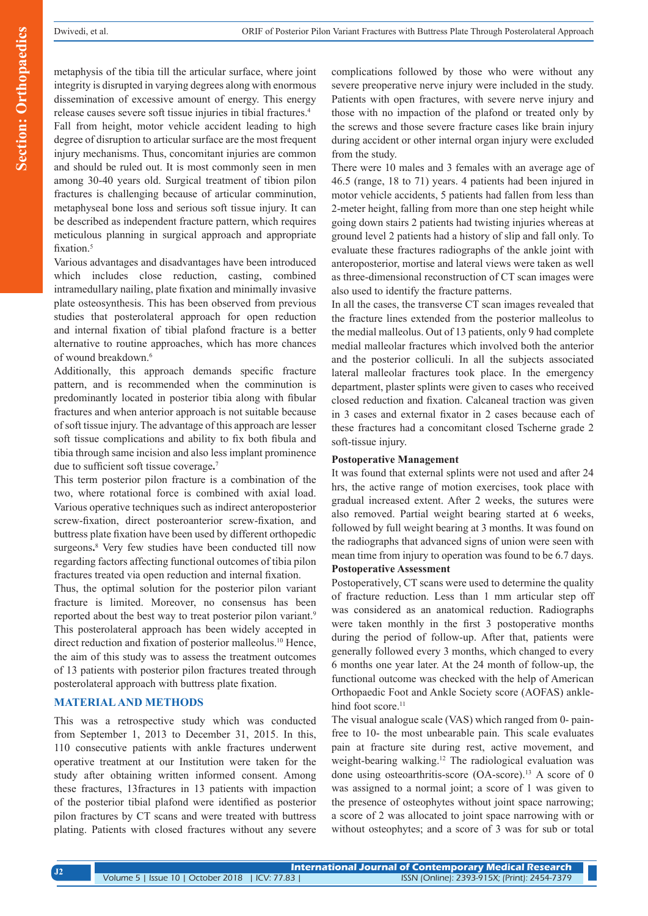metaphysis of the tibia till the articular surface, where joint integrity is disrupted in varying degrees along with enormous dissemination of excessive amount of energy. This energy release causes severe soft tissue injuries in tibial fractures.[4] Fall from height, motor vehicle accident leading to high degree of disruption to articular surface are the most frequent injury mechanisms. Thus, concomitant injuries are common and should be ruled out. It is most commonly seen in men among 30-40 years old. Surgical treatment of tibion pilon fractures is challenging because of articular comminution, metaphyseal bone loss and serious soft tissue injury. It can be described as independent fracture pattern, which requires meticulous planning in surgical approach and appropriate fixation.[5]

Various advantages and disadvantages have been introduced which includes close reduction, casting, combined intramedullary nailing, plate fixation and minimally invasive plate osteosynthesis. This has been observed from previous studies that posterolateral approach for open reduction and internal fixation of tibial plafond fracture is a better alternative to routine approaches, which has more chances of wound breakdown.[6]

Additionally, this approach demands specific fracture pattern, and is recommended when the comminution is predominantly located in posterior tibia along with fibular fractures and when anterior approach is not suitable because of soft tissue injury. The advantage of this approach are lesser soft tissue complications and ability to fix both fibula and tibia through same incision and also less implant prominence due to sufficient soft tissue coverage**.**[7]

This term posterior pilon fracture is a combination of the two, where rotational force is combined with axial load. Various operative techniques such as indirect anteroposterior screw-fixation, direct posteroanterior screw-fixation, and buttress plate fixation have been used by different orthopedic surgeons**.**[8] Very few studies have been conducted till now regarding factors affecting functional outcomes of tibia pilon fractures treated via open reduction and internal fixation.

Thus, the optimal solution for the posterior pilon variant fracture is limited. Moreover, no consensus has been reported about the best way to treat posterior pilon variant.[9] This posterolateral approach has been widely accepted in direct reduction and fixation of posterior malleolus.[10] Hence, the aim of this study was to assess the treatment outcomes of 13 patients with posterior pilon fractures treated through posterolateral approach with buttress plate fixation.

## MATERIAL AND METHODS

This was a retrospective study which was conducted from September 1, 2013 to December 31, 2015. In this, 110 consecutive patients with ankle fractures underwent operative treatment at our Institution were taken for the study after obtaining written informed consent. Among these fractures, 13fractures in 13 patients with impaction of the posterior tibial plafond were identified as posterior pilon fractures by CT scans and were treated with buttress plating. Patients with closed fractures without any severe complications followed by those who were without any severe preoperative nerve injury were included in the study. Patients with open fractures, with severe nerve injury and those with no impaction of the plafond or treated only by the screws and those severe fracture cases like brain injury during accident or other internal organ injury were excluded from the study.

There were 10 males and 3 females with an average age of 46.5 (range, 18 to 71) years. 4 patients had been injured in motor vehicle accidents, 5 patients had fallen from less than 2-meter height, falling from more than one step height while going down stairs 2 patients had twisting injuries whereas at ground level 2 patients had a history of slip and fall only. To evaluate these fractures radiographs of the ankle joint with anteroposterior, mortise and lateral views were taken as well as three-dimensional reconstruction of CT scan images were also used to identify the fracture patterns.

In all the cases, the transverse CT scan images revealed that the fracture lines extended from the posterior malleolus to the medial malleolus. Out of 13 patients, only 9 had complete medial malleolar fractures which involved both the anterior and the posterior colliculi. In all the subjects associated lateral malleolar fractures took place. In the emergency department, plaster splints were given to cases who received closed reduction and fixation. Calcaneal traction was given in 3 cases and external fixator in 2 cases because each of these fractures had a concomitant closed Tscherne grade 2 soft-tissue injury.

### Postoperative Management

It was found that external splints were not used and after 24 hrs, the active range of motion exercises, took place with gradual increased extent. After 2 weeks, the sutures were also removed. Partial weight bearing started at 6 weeks, followed by full weight bearing at 3 months. It was found on the radiographs that advanced signs of union were seen with mean time from injury to operation was found to be 6.7 days.

### Postoperative Assessment

Postoperatively, CT scans were used to determine the quality of fracture reduction. Less than 1 mm articular step off was considered as an anatomical reduction. Radiographs were taken monthly in the first 3 postoperative months during the period of follow-up. After that, patients were generally followed every 3 months, which changed to every 6 months one year later. At the 24 month of follow-up, the functional outcome was checked with the help of American Orthopaedic Foot and Ankle Society score (AOFAS) ankle-hind foot score.[11]

The visual analogue scale (VAS) which ranged from 0- pain-free to 10- the most unbearable pain. This scale evaluates pain at fracture site during rest, active movement, and weight-bearing walking.[12] The radiological evaluation was done using osteoarthritis-score (OA-score).[13] A score of 0 was assigned to a normal joint; a score of 1 was given to the presence of osteophytes without joint space narrowing; a score of 2 was allocated to joint space narrowing with or without osteophytes; and a score of 3 was for sub or total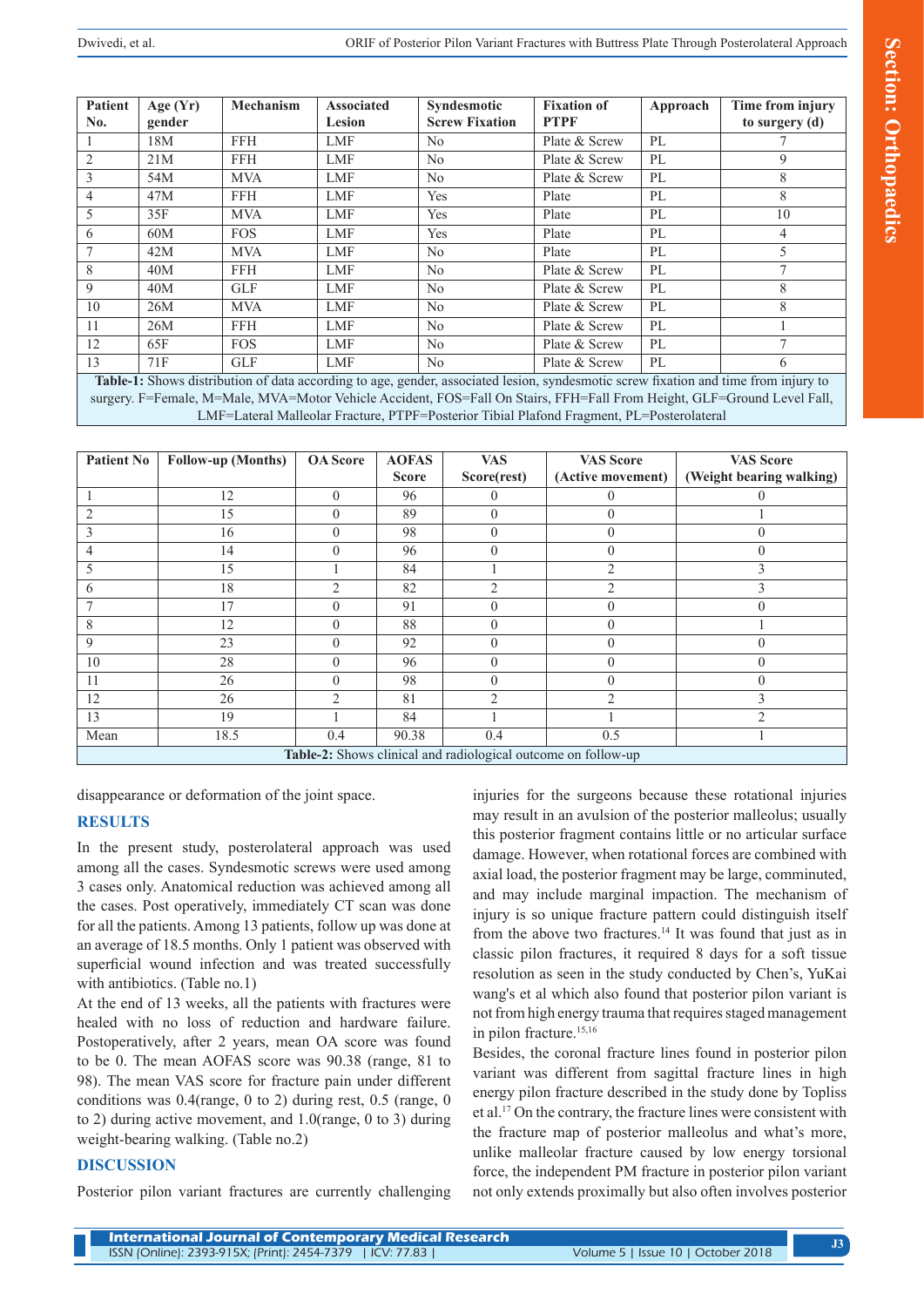| Patient No. | Age (Yr) gender | Mechanism | Associated Lesion | Syndesmotic Screw Fixation | Fixation of PTPF | Approach | Time from injury to surgery (d) |
|---|---|---|---|---|---|---|---|
| 1 | 18M | FFH | LMF | No | Plate & Screw | PL | 7 |
| 2 | 21M | FFH | LMF | No | Plate & Screw | PL | 9 |
| 3 | 54M | MVA | LMF | No | Plate & Screw | PL | 8 |
| 4 | 47M | FFH | LMF | Yes | Plate | PL | 8 |
| 5 | 35F | MVA | LMF | Yes | Plate | PL | 10 |
| 6 | 60M | FOS | LMF | Yes | Plate | PL | 4 |
| 7 | 42M | MVA | LMF | No | Plate | PL | 5 |
| 8 | 40M | FFH | LMF | No | Plate & Screw | PL | 7 |
| 9 | 40M | GLF | LMF | No | Plate & Screw | PL | 8 |
| 10 | 26M | MVA | LMF | No | Plate & Screw | PL | 8 |
| 11 | 26M | FFH | LMF | No | Plate & Screw | PL | 1 |
| 12 | 65F | FOS | LMF | No | Plate & Screw | PL | 7 |
| 13 | 71F | GLF | LMF | No | Plate & Screw | PL | 6 |

**Table-1:** Shows distribution of data according to age, gender, associated lesion, syndesmotic screw fixation and time from injury to surgery. F=Female, M=Male, MVA=Motor Vehicle Accident, FOS=Fall On Stairs, FFH=Fall From Height, GLF=Ground Level Fall, LMF=Lateral Malleolar Fracture, PTPF=Posterior Tibial Plafond Fragment, PL=Posterolateral

| Patient No | Follow-up (Months) | OA Score | AOFAS Score | VAS Score(rest) | VAS Score (Active movement) | VAS Score (Weight bearing walking) |
|---|---|---|---|---|---|---|
| 1 | 12 | 0 | 96 | 0 | 0 | 0 |
| 2 | 15 | 0 | 89 | 0 | 0 | 1 |
| 3 | 16 | 0 | 98 | 0 | 0 | 0 |
| 4 | 14 | 0 | 96 | 0 | 0 | 0 |
| 5 | 15 | 1 | 84 | 1 | 2 | 3 |
| 6 | 18 | 2 | 82 | 2 | 2 | 3 |
| 7 | 17 | 0 | 91 | 0 | 0 | 0 |
| 8 | 12 | 0 | 88 | 0 | 0 | 1 |
| 9 | 23 | 0 | 92 | 0 | 0 | 0 |
| 10 | 28 | 0 | 96 | 0 | 0 | 0 |
| 11 | 26 | 0 | 98 | 0 | 0 | 0 |
| 12 | 26 | 2 | 81 | 2 | 2 | 3 |
| 13 | 19 | 1 | 84 | 1 | 1 | 2 |
| Mean | 18.5 | 0.4 | 90.38 | 0.4 | 0.5 | 1 |

**Table-2:** Shows clinical and radiological outcome on follow-up

disappearance or deformation of the joint space.

## RESULTS

In the present study, posterolateral approach was used among all the cases. Syndesmotic screws were used among 3 cases only. Anatomical reduction was achieved among all the cases. Post operatively, immediately CT scan was done for all the patients. Among 13 patients, follow up was done at an average of 18.5 months. Only 1 patient was observed with superficial wound infection and was treated successfully with antibiotics. (Table no.1)

At the end of 13 weeks, all the patients with fractures were healed with no loss of reduction and hardware failure. Postoperatively, after 2 years, mean OA score was found to be 0. The mean AOFAS score was 90.38 (range, 81 to 98). The mean VAS score for fracture pain under different conditions was 0.4(range, 0 to 2) during rest, 0.5 (range, 0 to 2) during active movement, and 1.0(range, 0 to 3) during weight-bearing walking. (Table no.2)

## DISCUSSION

Posterior pilon variant fractures are currently challenging injuries for the surgeons because these rotational injuries may result in an avulsion of the posterior malleolus; usually this posterior fragment contains little or no articular surface damage. However, when rotational forces are combined with axial load, the posterior fragment may be large, comminuted, and may include marginal impaction. The mechanism of injury is so unique fracture pattern could distinguish itself from the above two fractures.[14] It was found that just as in classic pilon fractures, it required 8 days for a soft tissue resolution as seen in the study conducted by Chen's, YuKai wang's et al which also found that posterior pilon variant is not from high energy trauma that requires staged management in pilon fracture.[15,16]

Besides, the coronal fracture lines found in posterior pilon variant was different from sagittal fracture lines in high energy pilon fracture described in the study done by Topliss et al.[17] On the contrary, the fracture lines were consistent with the fracture map of posterior malleolus and what's more, unlike malleolar fracture caused by low energy torsional force, the independent PM fracture in posterior pilon variant not only extends proximally but also often involves posterior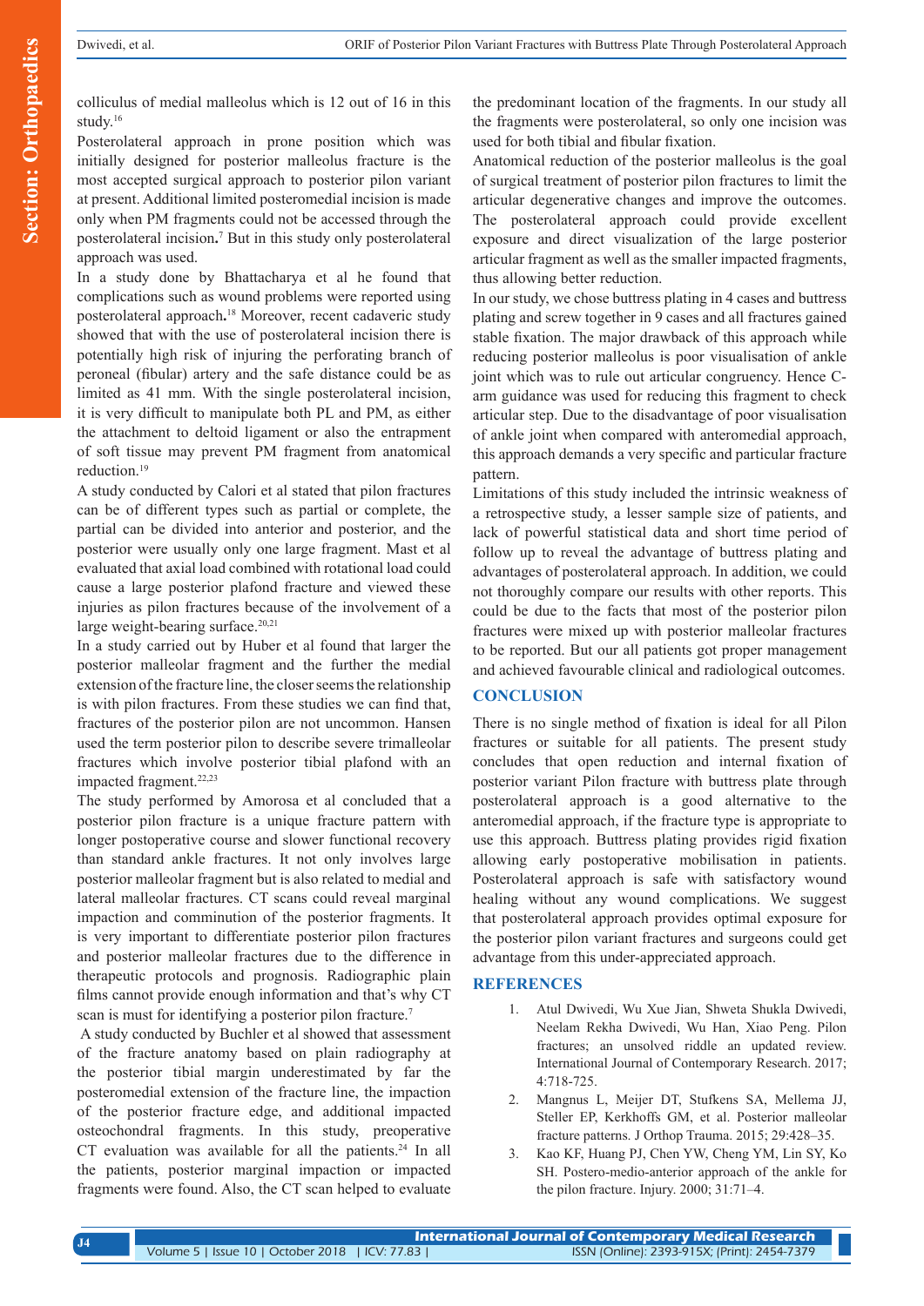colliculus of medial malleolus which is 12 out of 16 in this study.[16]

Posterolateral approach in prone position which was initially designed for posterior malleolus fracture is the most accepted surgical approach to posterior pilon variant at present. Additional limited posteromedial incision is made only when PM fragments could not be accessed through the posterolateral incision**.**[7] But in this study only posterolateral approach was used.

In a study done by Bhattacharya et al he found that complications such as wound problems were reported using posterolateral approach**.**[18] Moreover, recent cadaveric study showed that with the use of posterolateral incision there is potentially high risk of injuring the perforating branch of peroneal (fibular) artery and the safe distance could be as limited as 41 mm. With the single posterolateral incision, it is very difficult to manipulate both PL and PM, as either the attachment to deltoid ligament or also the entrapment of soft tissue may prevent PM fragment from anatomical reduction.[19]

A study conducted by Calori et al stated that pilon fractures can be of different types such as partial or complete, the partial can be divided into anterior and posterior, and the posterior were usually only one large fragment. Mast et al evaluated that axial load combined with rotational load could cause a large posterior plafond fracture and viewed these injuries as pilon fractures because of the involvement of a large weight-bearing surface.[20,21]

In a study carried out by Huber et al found that larger the posterior malleolar fragment and the further the medial extension of the fracture line, the closer seems the relationship is with pilon fractures. From these studies we can find that, fractures of the posterior pilon are not uncommon. Hansen used the term posterior pilon to describe severe trimalleolar fractures which involve posterior tibial plafond with an impacted fragment.[22,23]

The study performed by Amorosa et al concluded that a posterior pilon fracture is a unique fracture pattern with longer postoperative course and slower functional recovery than standard ankle fractures. It not only involves large posterior malleolar fragment but is also related to medial and lateral malleolar fractures. CT scans could reveal marginal impaction and comminution of the posterior fragments. It is very important to differentiate posterior pilon fractures and posterior malleolar fractures due to the difference in therapeutic protocols and prognosis. Radiographic plain films cannot provide enough information and that's why CT scan is must for identifying a posterior pilon fracture.[7]

A study conducted by Buchler et al showed that assessment of the fracture anatomy based on plain radiography at the posterior tibial margin underestimated by far the posteromedial extension of the fracture line, the impaction of the posterior fracture edge, and additional impacted osteochondral fragments. In this study, preoperative CT evaluation was available for all the patients.[24] In all the patients, posterior marginal impaction or impacted fragments were found. Also, the CT scan helped to evaluate the predominant location of the fragments. In our study all the fragments were posterolateral, so only one incision was used for both tibial and fibular fixation.

Anatomical reduction of the posterior malleolus is the goal of surgical treatment of posterior pilon fractures to limit the articular degenerative changes and improve the outcomes. The posterolateral approach could provide excellent exposure and direct visualization of the large posterior articular fragment as well as the smaller impacted fragments, thus allowing better reduction.

In our study, we chose buttress plating in 4 cases and buttress plating and screw together in 9 cases and all fractures gained stable fixation. The major drawback of this approach while reducing posterior malleolus is poor visualisation of ankle joint which was to rule out articular congruency. Hence C-arm guidance was used for reducing this fragment to check articular step. Due to the disadvantage of poor visualisation of ankle joint when compared with anteromedial approach, this approach demands a very specific and particular fracture pattern.

Limitations of this study included the intrinsic weakness of a retrospective study, a lesser sample size of patients, and lack of powerful statistical data and short time period of follow up to reveal the advantage of buttress plating and advantages of posterolateral approach. In addition, we could not thoroughly compare our results with other reports. This could be due to the facts that most of the posterior pilon fractures were mixed up with posterior malleolar fractures to be reported. But our all patients got proper management and achieved favourable clinical and radiological outcomes.

## CONCLUSION

There is no single method of fixation is ideal for all Pilon fractures or suitable for all patients. The present study concludes that open reduction and internal fixation of posterior variant Pilon fracture with buttress plate through posterolateral approach is a good alternative to the anteromedial approach, if the fracture type is appropriate to use this approach. Buttress plating provides rigid fixation allowing early postoperative mobilisation in patients. Posterolateral approach is safe with satisfactory wound healing without any wound complications. We suggest that posterolateral approach provides optimal exposure for the posterior pilon variant fractures and surgeons could get advantage from this under-appreciated approach.

## REFERENCES

1. Atul Dwivedi, Wu Xue Jian, Shweta Shukla Dwivedi, Neelam Rekha Dwivedi, Wu Han, Xiao Peng. Pilon fractures; an unsolved riddle an updated review. International Journal of Contemporary Research. 2017; 4:718-725.
2. Mangnus L, Meijer DT, Stufkens SA, Mellema JJ, Steller EP, Kerkhoffs GM, et al. Posterior malleolar fracture patterns. J Orthop Trauma. 2015; 29:428–35.
3. Kao KF, Huang PJ, Chen YW, Cheng YM, Lin SY, Ko SH. Postero-medio-anterior approach of the ankle for the pilon fracture. Injury. 2000; 31:71–4.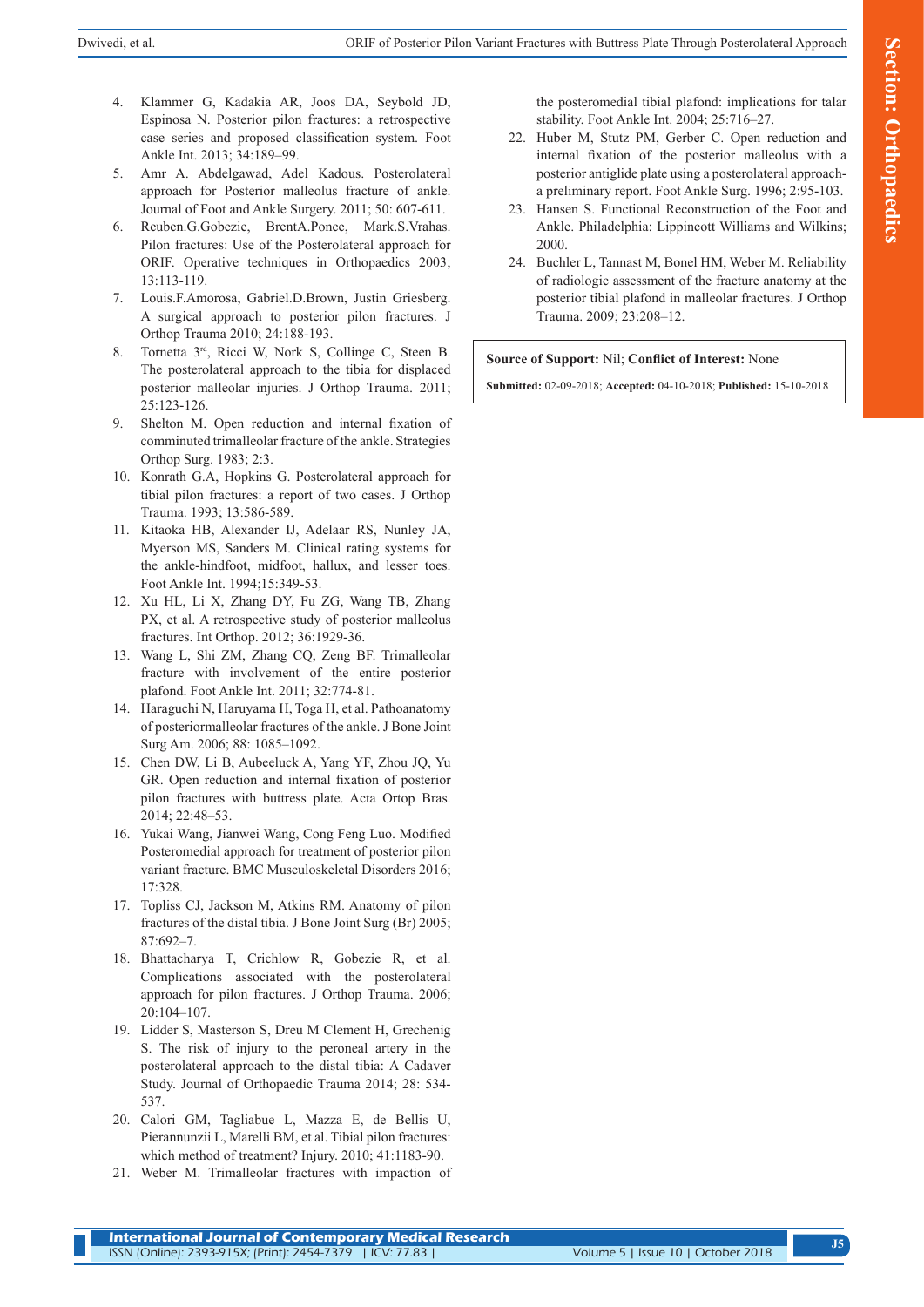4. Klammer G, Kadakia AR, Joos DA, Seybold JD, Espinosa N. Posterior pilon fractures: a retrospective case series and proposed classification system. Foot Ankle Int. 2013; 34:189–99.
5. Amr A. Abdelgawad, Adel Kadous. Posterolateral approach for Posterior malleolus fracture of ankle. Journal of Foot and Ankle Surgery. 2011; 50: 607-611.
6. Reuben.G.Gobezie, BrentA.Ponce, Mark.S.Vrahas. Pilon fractures: Use of the Posterolateral approach for ORIF. Operative techniques in Orthopaedics 2003; 13:113-119.
7. Louis.F.Amorosa, Gabriel.D.Brown, Justin Griesberg. A surgical approach to posterior pilon fractures. J Orthop Trauma 2010; 24:188-193.
8. Tornetta 3rd, Ricci W, Nork S, Collinge C, Steen B. The posterolateral approach to the tibia for displaced posterior malleolar injuries. J Orthop Trauma. 2011; 25:123-126.
9. Shelton M. Open reduction and internal fixation of comminuted trimalleolar fracture of the ankle. Strategies Orthop Surg. 1983; 2:3.
10. Konrath G.A, Hopkins G. Posterolateral approach for tibial pilon fractures: a report of two cases. J Orthop Trauma. 1993; 13:586-589.
11. Kitaoka HB, Alexander IJ, Adelaar RS, Nunley JA, Myerson MS, Sanders M. Clinical rating systems for the ankle-hindfoot, midfoot, hallux, and lesser toes. Foot Ankle Int. 1994;15:349-53.
12. Xu HL, Li X, Zhang DY, Fu ZG, Wang TB, Zhang PX, et al. A retrospective study of posterior malleolus fractures. Int Orthop. 2012; 36:1929-36.
13. Wang L, Shi ZM, Zhang CQ, Zeng BF. Trimalleolar fracture with involvement of the entire posterior plafond. Foot Ankle Int. 2011; 32:774-81.
14. Haraguchi N, Haruyama H, Toga H, et al. Pathoanatomy of posteriormalleolar fractures of the ankle. J Bone Joint Surg Am. 2006; 88: 1085–1092.
15. Chen DW, Li B, Aubeeluck A, Yang YF, Zhou JQ, Yu GR. Open reduction and internal fixation of posterior pilon fractures with buttress plate. Acta Ortop Bras. 2014; 22:48–53.
16. Yukai Wang, Jianwei Wang, Cong Feng Luo. Modified Posteromedial approach for treatment of posterior pilon variant fracture. BMC Musculoskeletal Disorders 2016; 17:328.
17. Topliss CJ, Jackson M, Atkins RM. Anatomy of pilon fractures of the distal tibia. J Bone Joint Surg (Br) 2005; 87:692–7.
18. Bhattacharya T, Crichlow R, Gobezie R, et al. Complications associated with the posterolateral approach for pilon fractures. J Orthop Trauma. 2006; 20:104–107.
19. Lidder S, Masterson S, Dreu M Clement H, Grechenig S. The risk of injury to the peroneal artery in the posterolateral approach to the distal tibia: A Cadaver Study. Journal of Orthopaedic Trauma 2014; 28: 534-537.
20. Calori GM, Tagliabue L, Mazza E, de Bellis U, Pierannunzii L, Marelli BM, et al. Tibial pilon fractures: which method of treatment? Injury. 2010; 41:1183-90.
21. Weber M. Trimalleolar fractures with impaction of the posteromedial tibial plafond: implications for talar stability. Foot Ankle Int. 2004; 25:716–27.
22. Huber M, Stutz PM, Gerber C. Open reduction and internal fixation of the posterior malleolus with a posterior antiglide plate using a posterolateral approach-a preliminary report. Foot Ankle Surg. 1996; 2:95-103.
23. Hansen S. Functional Reconstruction of the Foot and Ankle. Philadelphia: Lippincott Williams and Wilkins; 2000.
24. Buchler L, Tannast M, Bonel HM, Weber M. Reliability of radiologic assessment of the fracture anatomy at the posterior tibial plafond in malleolar fractures. J Orthop Trauma. 2009; 23:208–12.

**Source of Support:** Nil; **Conflict of Interest:** None

**Submitted:** 02-09-2018; **Accepted:** 04-10-2018; **Published:** 15-10-2018